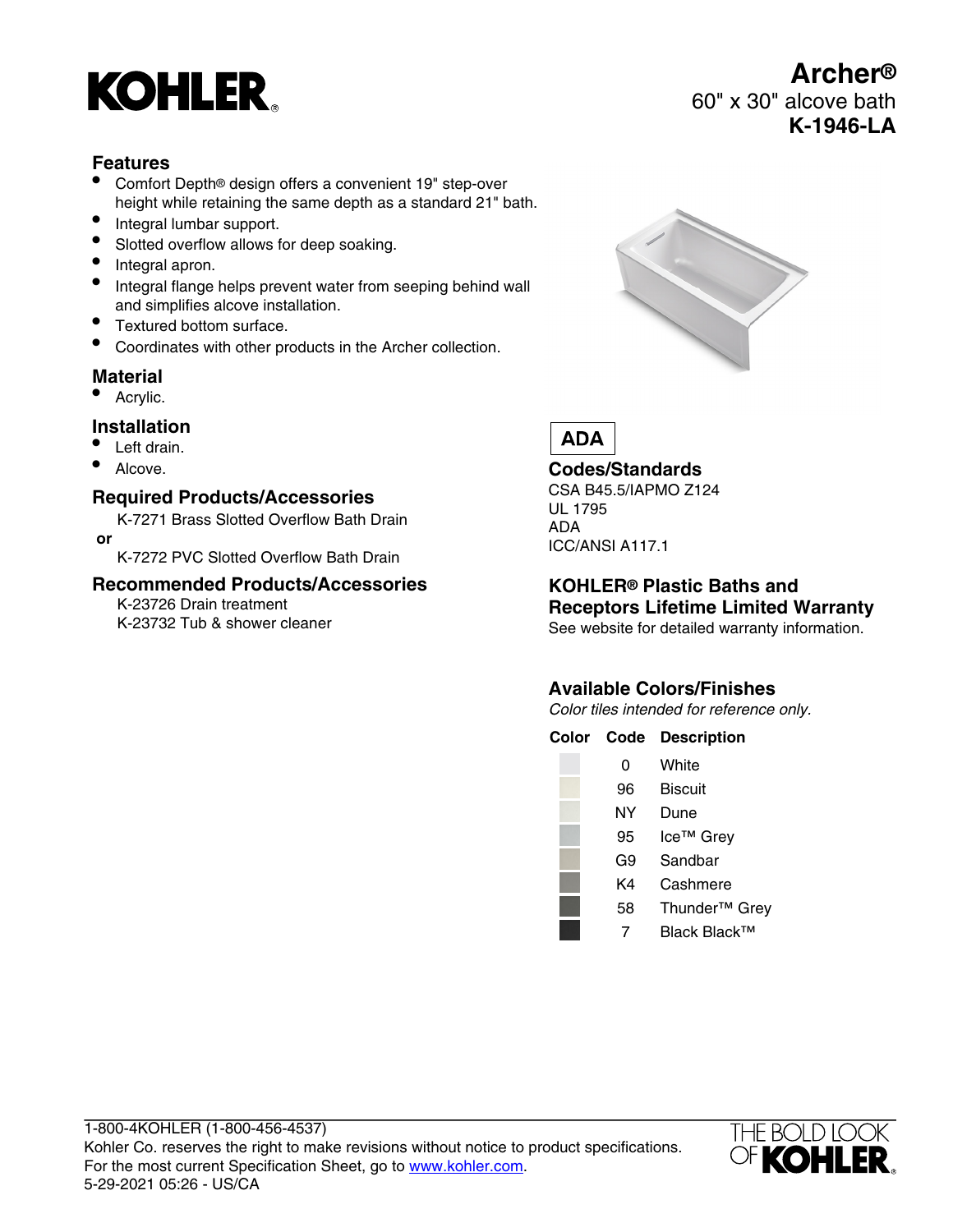# KOHLER

## Archer®
60" x 30" alcove bath
**K-1946-LA**

### Features

- Comfort Depth® design offers a convenient 19" step-over height while retaining the same depth as a standard 21" bath.
- Integral lumbar support.
- Slotted overflow allows for deep soaking.
- Integral apron.
- Integral flange helps prevent water from seeping behind wall and simplifies alcove installation.
- Textured bottom surface.
- Coordinates with other products in the Archer collection.

### Material

- Acrylic.

### Installation

- Left drain.
- Alcove.

### Required Products/Accessories

K-7271 Brass Slotted Overflow Bath Drain

**or**

K-7272 PVC Slotted Overflow Bath Drain

### Recommended Products/Accessories

K-23726 Drain treatment
K-23732 Tub & shower cleaner

**ADA**

### Codes/Standards

CSA B45.5/IAPMO Z124
UL 1795
ADA
ICC/ANSI A117.1

### KOHLER® Plastic Baths and Receptors Lifetime Limited Warranty

See website for detailed warranty information.

### Available Colors/Finishes

*Color tiles intended for reference only.*

| Color | Code | Description |
|---|---|---|
| | 0 | White |
| | 96 | Biscuit |
| | NY | Dune |
| | 95 | Ice™ Grey |
| | G9 | Sandbar |
| | K4 | Cashmere |
| | 58 | Thunder™ Grey |
| | 7 | Black Black™ |

1-800-4KOHLER (1-800-456-4537)
Kohler Co. reserves the right to make revisions without notice to product specifications.
For the most current Specification Sheet, go to www.kohler.com.
5-29-2021 05:26 - US/CA

THE BOLD LOOK OF KOHLER.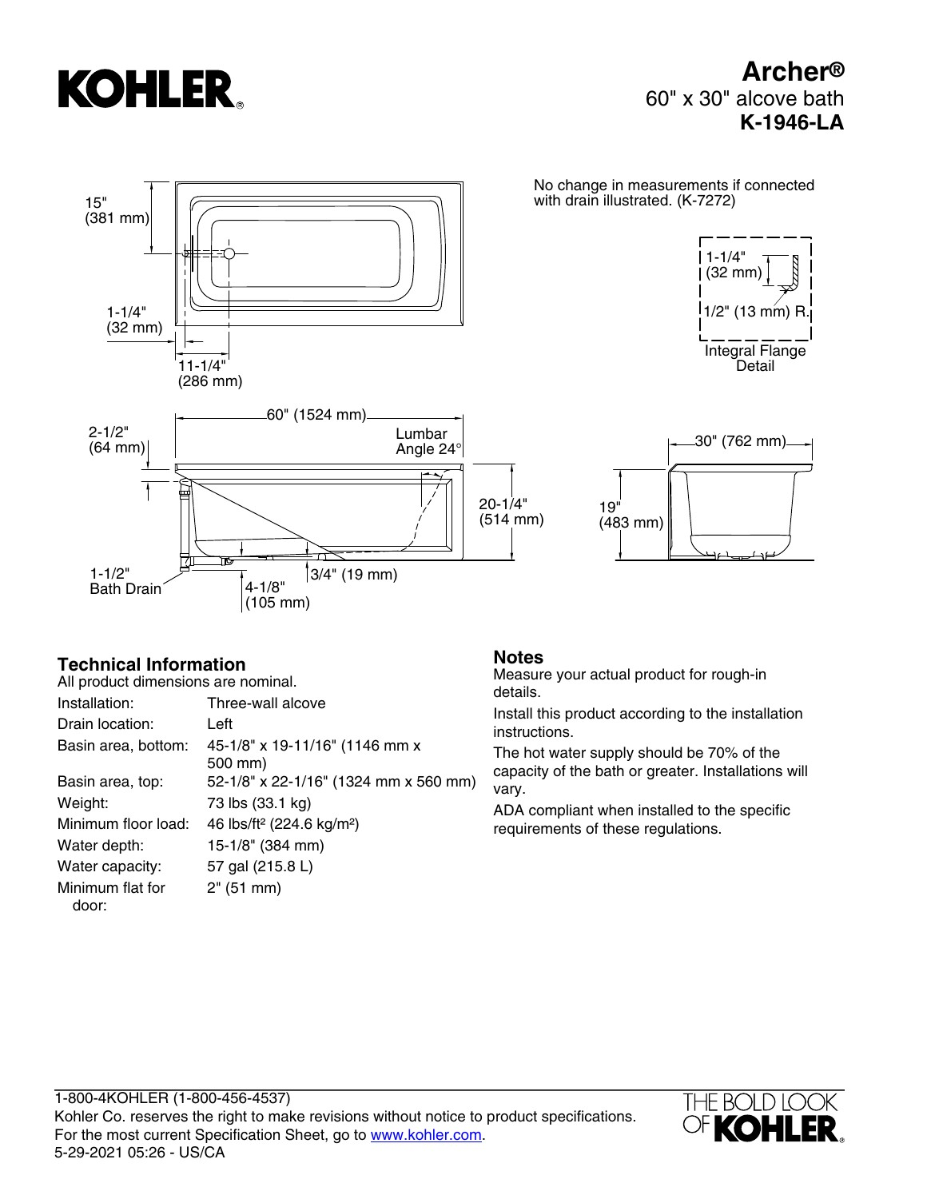# Archer®

60" x 30" alcove bath

**K-1946-LA**

No change in measurements if connected with drain illustrated. (K-7272)

15"
(381 mm)

1-1/4"
(32 mm)

11-1/4"
(286 mm)

1-1/4"
(32 mm)

1/2" (13 mm) R.

Integral Flange Detail

60" (1524 mm)

2-1/2"
(64 mm)

Lumbar Angle 24°

20-1/4"
(514 mm)

1-1/2"
Bath Drain

4-1/8"
(105 mm)

3/4" (19 mm)

30" (762 mm)

19"
(483 mm)

## Technical Information

All product dimensions are nominal.

| | |
|---|---|
| Installation: | Three-wall alcove |
| Drain location: | Left |
| Basin area, bottom: | 45-1/8" x 19-11/16" (1146 mm x 500 mm) |
| Basin area, top: | 52-1/8" x 22-1/16" (1324 mm x 560 mm) |
| Weight: | 73 lbs (33.1 kg) |
| Minimum floor load: | 46 lbs/ft² (224.6 kg/m²) |
| Water depth: | 15-1/8" (384 mm) |
| Water capacity: | 57 gal (215.8 L) |
| Minimum flat for door: | 2" (51 mm) |

## Notes

Measure your actual product for rough-in details.

Install this product according to the installation instructions.

The hot water supply should be 70% of the capacity of the bath or greater. Installations will vary.

ADA compliant when installed to the specific requirements of these regulations.

1-800-4KOHLER (1-800-456-4537)
Kohler Co. reserves the right to make revisions without notice to product specifications.
For the most current Specification Sheet, go to www.kohler.com.
5-29-2021 05:26 - US/CA